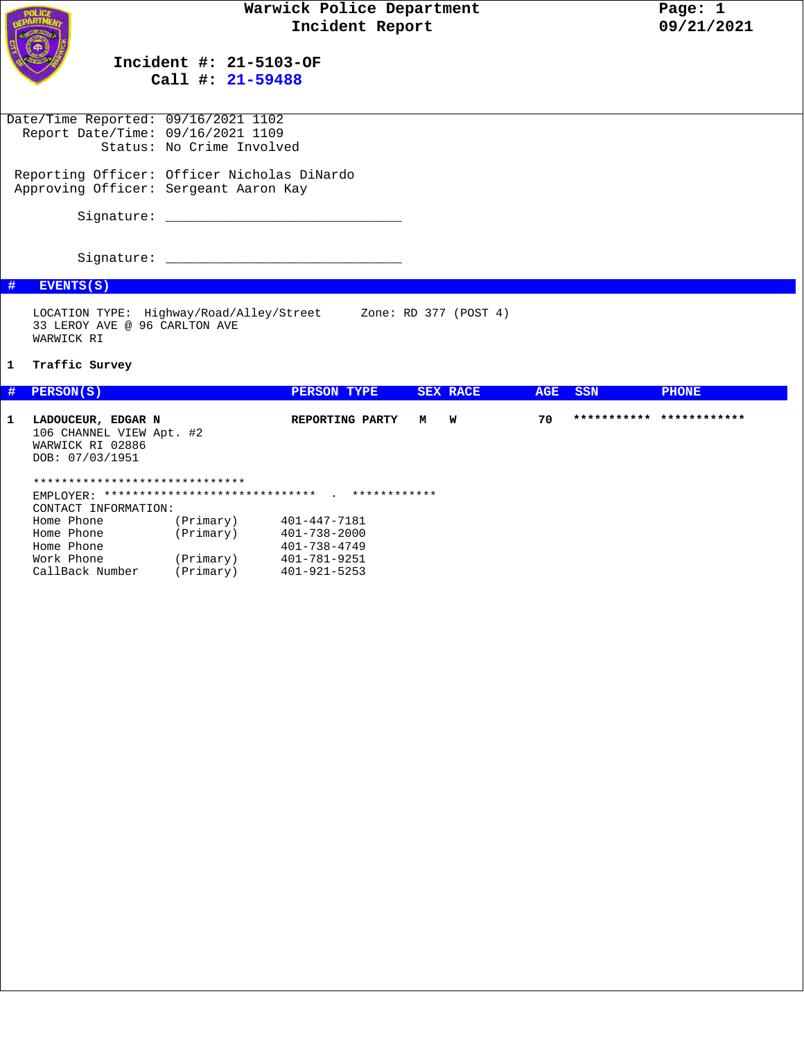# Warwick Police Department
## Incident Report

**Incident #: 21-5103-OF**
**Call #: 21-59488**

Date/Time Reported: 09/16/2021 1102
Report Date/Time: 09/16/2021 1109
Status: No Crime Involved

Reporting Officer: Officer Nicholas DiNardo
Approving Officer: Sergeant Aaron Kay

Signature: ______________________________

Signature: ______________________________

## # EVENTS(S)

LOCATION TYPE: Highway/Road/Alley/Street Zone: RD 377 (POST 4)
33 LEROY AVE @ 96 CARLTON AVE
WARWICK RI

**1 Traffic Survey**

## # PERSON(S)

| # | PERSON(S) | PERSON TYPE | SEX | RACE | AGE | SSN | PHONE |
|---|---|---|---|---|---|---|---|
| 1 | **LADOUCEUR, EDGAR N** | **REPORTING PARTY** | **M** | **W** | **70** | *********** | ************ |

106 CHANNEL VIEW Apt. #2
WARWICK RI 02886
DOB: 07/03/1951

******************************
EMPLOYER: ****************************** . ************
CONTACT INFORMATION:

| | | |
|---|---|---|
| Home Phone | (Primary) | 401-447-7181 |
| Home Phone | (Primary) | 401-738-2000 |
| Home Phone | | 401-738-4749 |
| Work Phone | (Primary) | 401-781-9251 |
| CallBack Number | (Primary) | 401-921-5253 |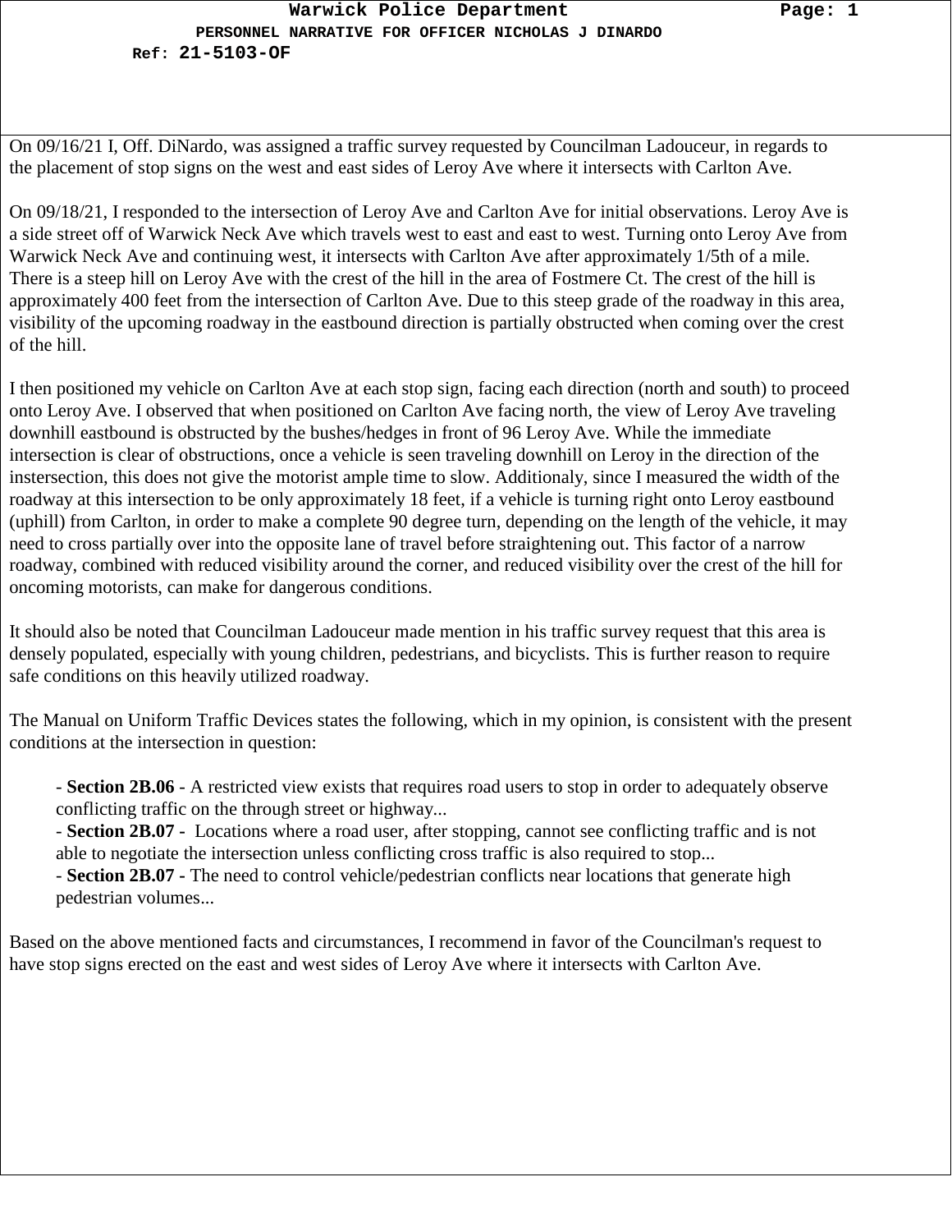# Warwick Police Department

## PERSONNEL NARRATIVE FOR OFFICER NICHOLAS J DINARDO

Ref: **21-5103-OF**

On 09/16/21 I, Off. DiNardo, was assigned a traffic survey requested by Councilman Ladouceur, in regards to the placement of stop signs on the west and east sides of Leroy Ave where it intersects with Carlton Ave.

On 09/18/21, I responded to the intersection of Leroy Ave and Carlton Ave for initial observations. Leroy Ave is a side street off of Warwick Neck Ave which travels west to east and east to west. Turning onto Leroy Ave from Warwick Neck Ave and continuing west, it intersects with Carlton Ave after approximately 1/5th of a mile. There is a steep hill on Leroy Ave with the crest of the hill in the area of Fostmere Ct. The crest of the hill is approximately 400 feet from the intersection of Carlton Ave. Due to this steep grade of the roadway in this area, visibility of the upcoming roadway in the eastbound direction is partially obstructed when coming over the crest of the hill.

I then positioned my vehicle on Carlton Ave at each stop sign, facing each direction (north and south) to proceed onto Leroy Ave. I observed that when positioned on Carlton Ave facing north, the view of Leroy Ave traveling downhill eastbound is obstructed by the bushes/hedges in front of 96 Leroy Ave. While the immediate intersection is clear of obstructions, once a vehicle is seen traveling downhill on Leroy in the direction of the instersection, this does not give the motorist ample time to slow. Additionaly, since I measured the width of the roadway at this intersection to be only approximately 18 feet, if a vehicle is turning right onto Leroy eastbound (uphill) from Carlton, in order to make a complete 90 degree turn, depending on the length of the vehicle, it may need to cross partially over into the opposite lane of travel before straightening out. This factor of a narrow roadway, combined with reduced visibility around the corner, and reduced visibility over the crest of the hill for oncoming motorists, can make for dangerous conditions.

It should also be noted that Councilman Ladouceur made mention in his traffic survey request that this area is densely populated, especially with young children, pedestrians, and bicyclists. This is further reason to require safe conditions on this heavily utilized roadway.

The Manual on Uniform Traffic Devices states the following, which in my opinion, is consistent with the present conditions at the intersection in question:

- **Section 2B.06** - A restricted view exists that requires road users to stop in order to adequately observe conflicting traffic on the through street or highway...
- **Section 2B.07 -** Locations where a road user, after stopping, cannot see conflicting traffic and is not able to negotiate the intersection unless conflicting cross traffic is also required to stop...
- **Section 2B.07 -** The need to control vehicle/pedestrian conflicts near locations that generate high pedestrian volumes...

Based on the above mentioned facts and circumstances, I recommend in favor of the Councilman's request to have stop signs erected on the east and west sides of Leroy Ave where it intersects with Carlton Ave.